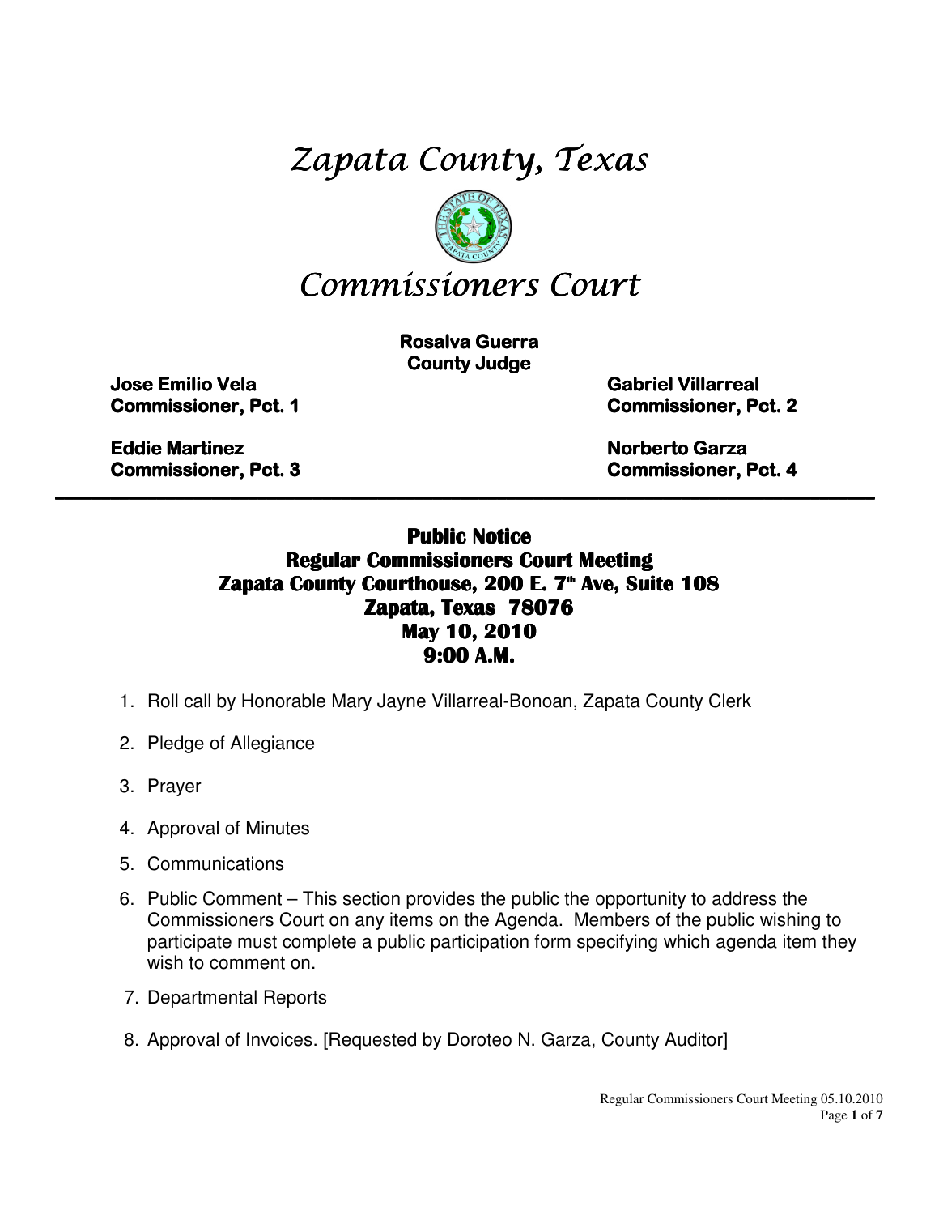# Zapata County, Texas

# Commissioners Court

**Rosalva Guerra**
**County Judge**

**Jose Emilio Vela**
**Commissioner, Pct. 1**

**Gabriel Villarreal**
**Commissioner, Pct. 2**

**Eddie Martinez**
**Commissioner, Pct. 3**

**Norberto Garza**
**Commissioner, Pct. 4**

---

## Public Notice
## Regular Commissioners Court Meeting
## Zapata County Courthouse, 200 E. 7th Ave, Suite 108
## Zapata, Texas 78076
## May 10, 2010
## 9:00 A.M.

1. Roll call by Honorable Mary Jayne Villarreal-Bonoan, Zapata County Clerk
2. Pledge of Allegiance
3. Prayer
4. Approval of Minutes
5. Communications
6. Public Comment – This section provides the public the opportunity to address the Commissioners Court on any items on the Agenda. Members of the public wishing to participate must complete a public participation form specifying which agenda item they wish to comment on.
7. Departmental Reports
8. Approval of Invoices. [Requested by Doroteo N. Garza, County Auditor]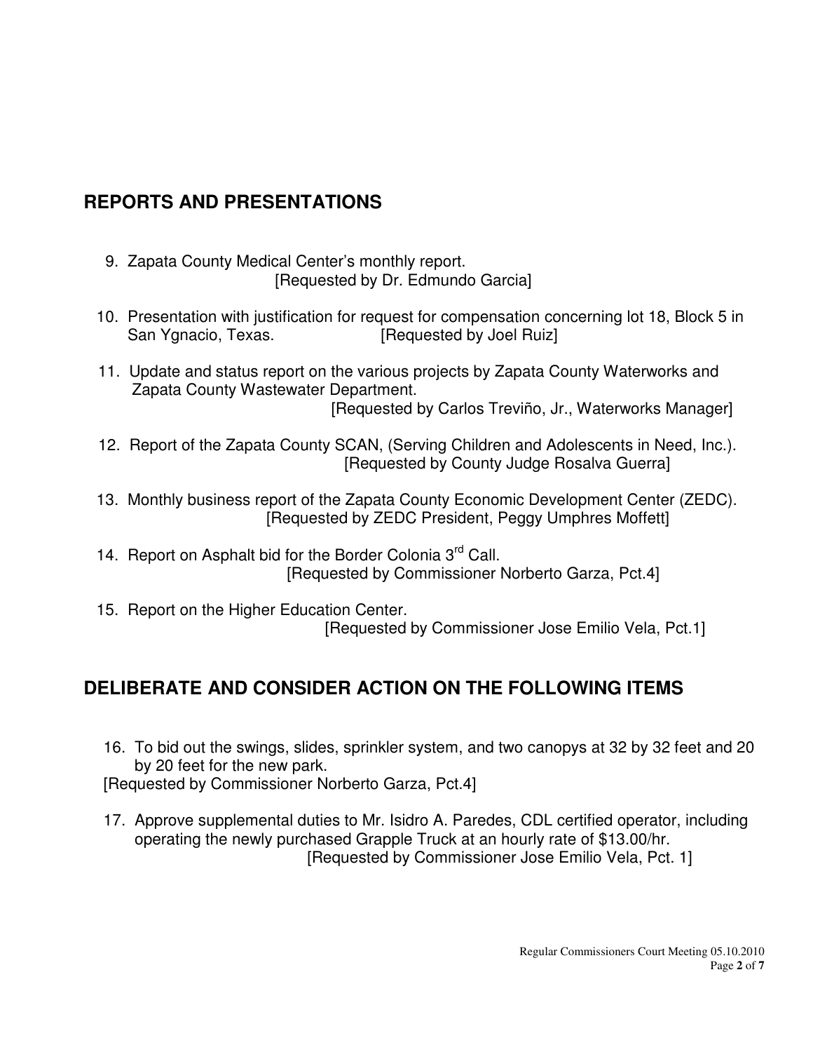## REPORTS AND PRESENTATIONS

9. Zapata County Medical Center's monthly report.
   [Requested by Dr. Edmundo Garcia]

10. Presentation with justification for request for compensation concerning lot 18, Block 5 in San Ygnacio, Texas. [Requested by Joel Ruiz]

11. Update and status report on the various projects by Zapata County Waterworks and Zapata County Wastewater Department.
    [Requested by Carlos Treviño, Jr., Waterworks Manager]

12. Report of the Zapata County SCAN, (Serving Children and Adolescents in Need, Inc.).
    [Requested by County Judge Rosalva Guerra]

13. Monthly business report of the Zapata County Economic Development Center (ZEDC).
    [Requested by ZEDC President, Peggy Umphres Moffett]

14. Report on Asphalt bid for the Border Colonia 3rd Call.
    [Requested by Commissioner Norberto Garza, Pct.4]

15. Report on the Higher Education Center.
    [Requested by Commissioner Jose Emilio Vela, Pct.1]

## DELIBERATE AND CONSIDER ACTION ON THE FOLLOWING ITEMS

16. To bid out the swings, slides, sprinkler system, and two canopys at 32 by 32 feet and 20 by 20 feet for the new park.
    [Requested by Commissioner Norberto Garza, Pct.4]

17. Approve supplemental duties to Mr. Isidro A. Paredes, CDL certified operator, including operating the newly purchased Grapple Truck at an hourly rate of $13.00/hr.
    [Requested by Commissioner Jose Emilio Vela, Pct. 1]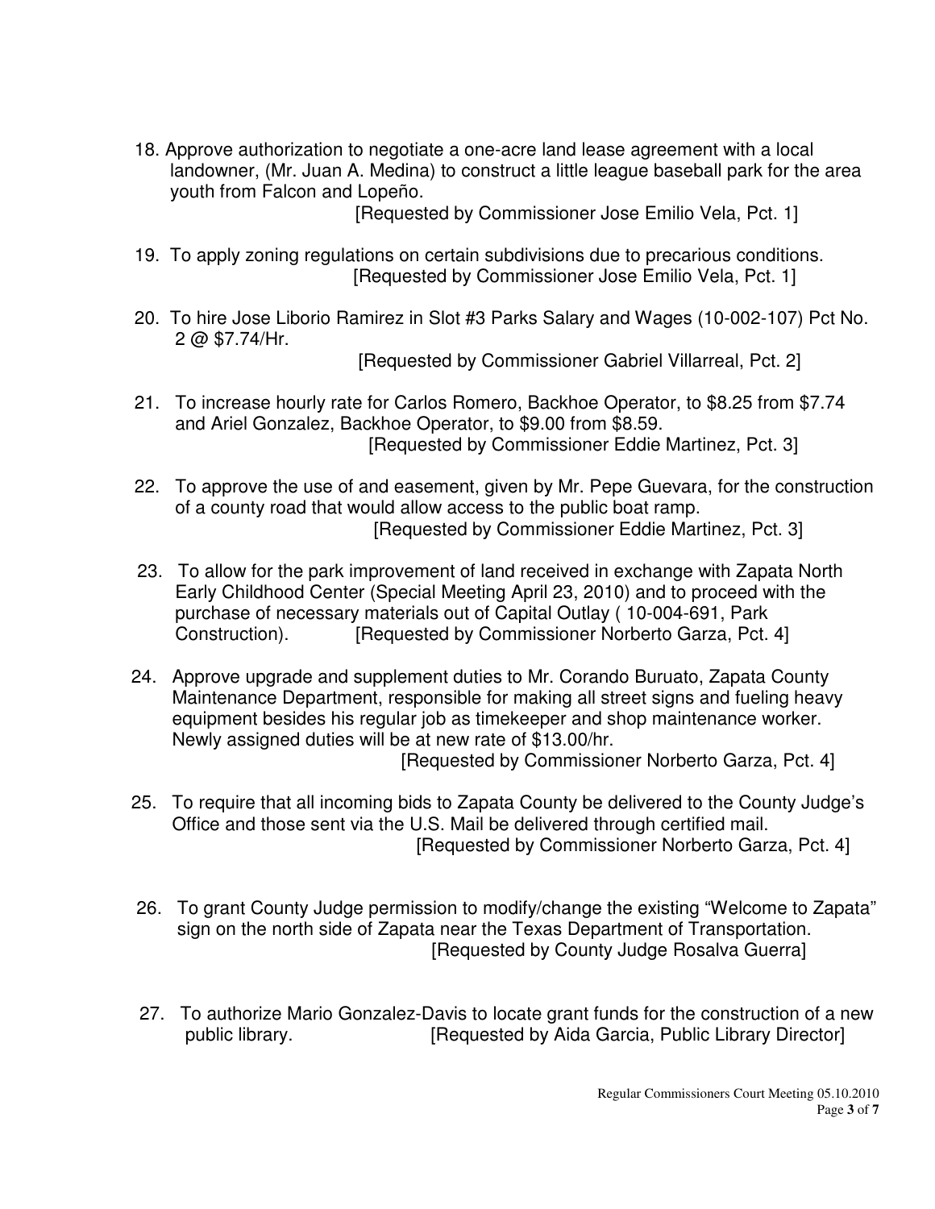18. Approve authorization to negotiate a one-acre land lease agreement with a local landowner, (Mr. Juan A. Medina) to construct a little league baseball park for the area youth from Falcon and Lopeño.

    [Requested by Commissioner Jose Emilio Vela, Pct. 1]

19. To apply zoning regulations on certain subdivisions due to precarious conditions.

    [Requested by Commissioner Jose Emilio Vela, Pct. 1]

20. To hire Jose Liborio Ramirez in Slot #3 Parks Salary and Wages (10-002-107) Pct No. 2 @ $7.74/Hr.

    [Requested by Commissioner Gabriel Villarreal, Pct. 2]

21. To increase hourly rate for Carlos Romero, Backhoe Operator, to $8.25 from $7.74 and Ariel Gonzalez, Backhoe Operator, to $9.00 from $8.59.

    [Requested by Commissioner Eddie Martinez, Pct. 3]

22. To approve the use of and easement, given by Mr. Pepe Guevara, for the construction of a county road that would allow access to the public boat ramp.

    [Requested by Commissioner Eddie Martinez, Pct. 3]

23. To allow for the park improvement of land received in exchange with Zapata North Early Childhood Center (Special Meeting April 23, 2010) and to proceed with the purchase of necessary materials out of Capital Outlay ( 10-004-691, Park Construction). [Requested by Commissioner Norberto Garza, Pct. 4]

24. Approve upgrade and supplement duties to Mr. Corando Buruato, Zapata County Maintenance Department, responsible for making all street signs and fueling heavy equipment besides his regular job as timekeeper and shop maintenance worker. Newly assigned duties will be at new rate of $13.00/hr.

    [Requested by Commissioner Norberto Garza, Pct. 4]

25. To require that all incoming bids to Zapata County be delivered to the County Judge's Office and those sent via the U.S. Mail be delivered through certified mail.

    [Requested by Commissioner Norberto Garza, Pct. 4]

26. To grant County Judge permission to modify/change the existing "Welcome to Zapata" sign on the north side of Zapata near the Texas Department of Transportation.

    [Requested by County Judge Rosalva Guerra]

27. To authorize Mario Gonzalez-Davis to locate grant funds for the construction of a new public library. [Requested by Aida Garcia, Public Library Director]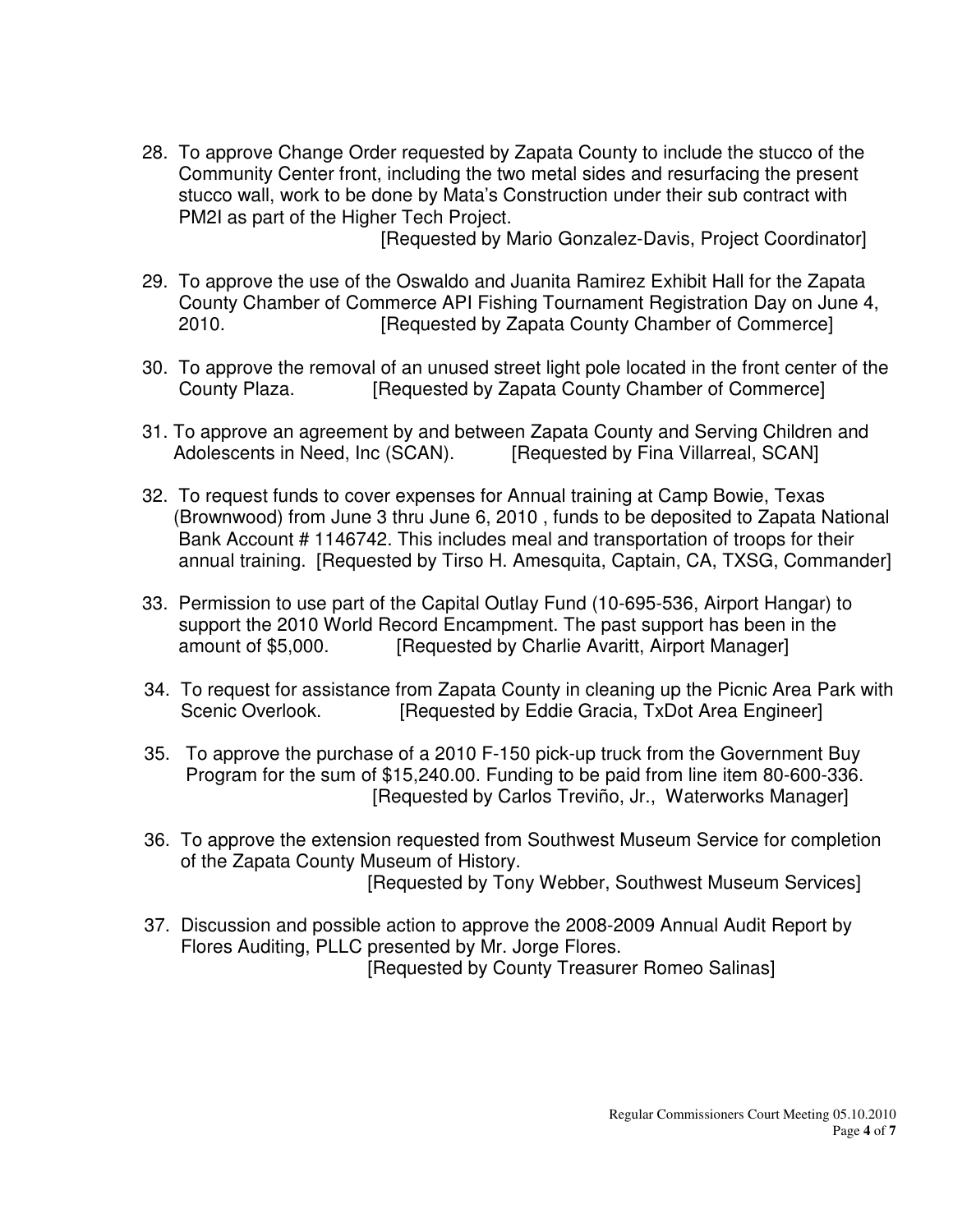28. To approve Change Order requested by Zapata County to include the stucco of the Community Center front, including the two metal sides and resurfacing the present stucco wall, work to be done by Mata's Construction under their sub contract with PM2I as part of the Higher Tech Project.
[Requested by Mario Gonzalez-Davis, Project Coordinator]

29. To approve the use of the Oswaldo and Juanita Ramirez Exhibit Hall for the Zapata County Chamber of Commerce API Fishing Tournament Registration Day on June 4, 2010. [Requested by Zapata County Chamber of Commerce]

30. To approve the removal of an unused street light pole located in the front center of the County Plaza. [Requested by Zapata County Chamber of Commerce]

31. To approve an agreement by and between Zapata County and Serving Children and Adolescents in Need, Inc (SCAN). [Requested by Fina Villarreal, SCAN]

32. To request funds to cover expenses for Annual training at Camp Bowie, Texas (Brownwood) from June 3 thru June 6, 2010 , funds to be deposited to Zapata National Bank Account # 1146742. This includes meal and transportation of troops for their annual training. [Requested by Tirso H. Amesquita, Captain, CA, TXSG, Commander]

33. Permission to use part of the Capital Outlay Fund (10-695-536, Airport Hangar) to support the 2010 World Record Encampment. The past support has been in the amount of $5,000. [Requested by Charlie Avaritt, Airport Manager]

34. To request for assistance from Zapata County in cleaning up the Picnic Area Park with Scenic Overlook. [Requested by Eddie Gracia, TxDot Area Engineer]

35. To approve the purchase of a 2010 F-150 pick-up truck from the Government Buy Program for the sum of $15,240.00. Funding to be paid from line item 80-600-336.
[Requested by Carlos Treviño, Jr., Waterworks Manager]

36. To approve the extension requested from Southwest Museum Service for completion of the Zapata County Museum of History.
[Requested by Tony Webber, Southwest Museum Services]

37. Discussion and possible action to approve the 2008-2009 Annual Audit Report by Flores Auditing, PLLC presented by Mr. Jorge Flores.
[Requested by County Treasurer Romeo Salinas]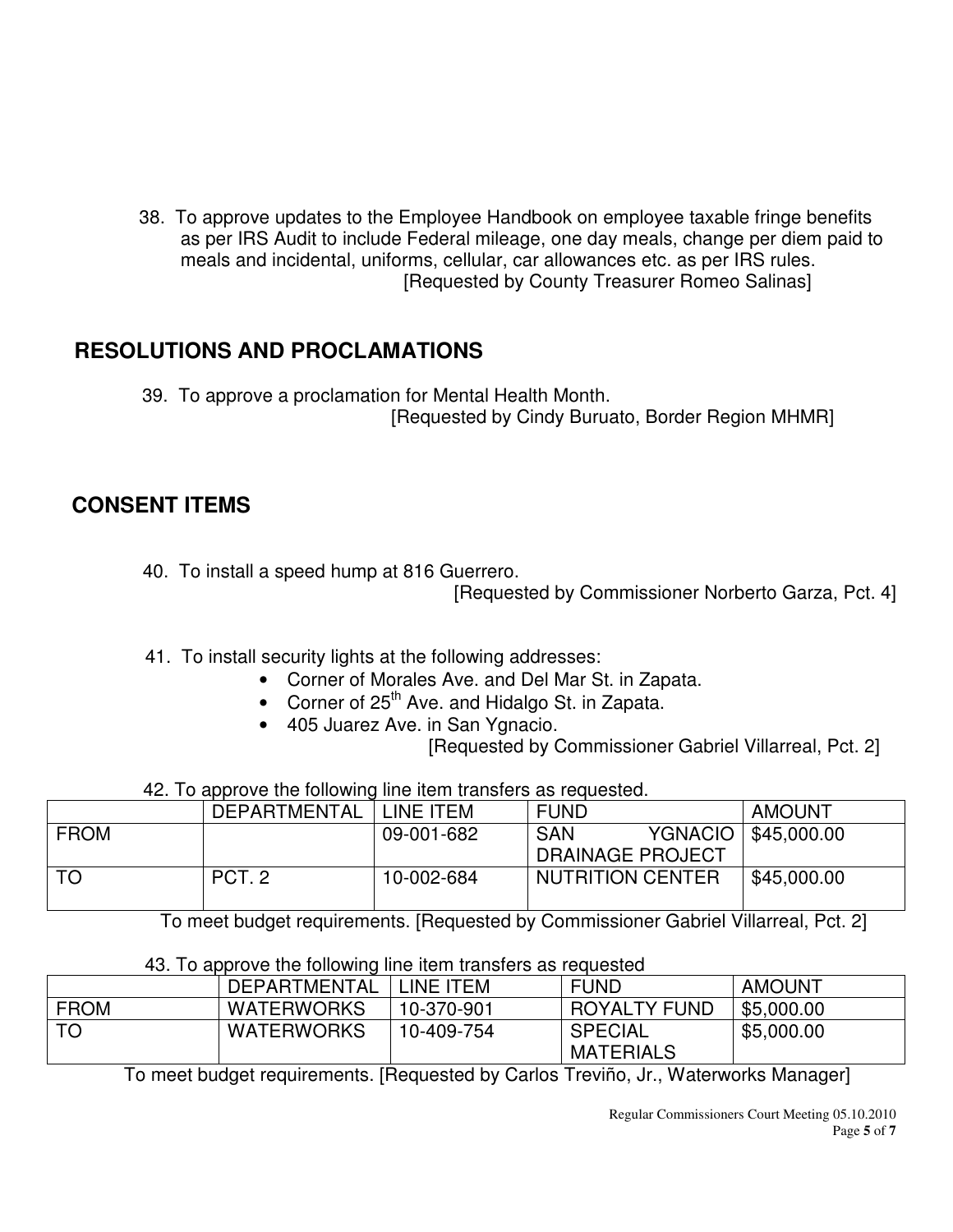38. To approve updates to the Employee Handbook on employee taxable fringe benefits as per IRS Audit to include Federal mileage, one day meals, change per diem paid to meals and incidental, uniforms, cellular, car allowances etc. as per IRS rules.
[Requested by County Treasurer Romeo Salinas]

## RESOLUTIONS AND PROCLAMATIONS

39. To approve a proclamation for Mental Health Month.
[Requested by Cindy Buruato, Border Region MHMR]

## CONSENT ITEMS

40. To install a speed hump at 816 Guerrero.
[Requested by Commissioner Norberto Garza, Pct. 4]

41. To install security lights at the following addresses:

- Corner of Morales Ave. and Del Mar St. in Zapata.
- Corner of 25th Ave. and Hidalgo St. in Zapata.
- 405 Juarez Ave. in San Ygnacio.

[Requested by Commissioner Gabriel Villarreal, Pct. 2]

42. To approve the following line item transfers as requested.

| | DEPARTMENTAL | LINE ITEM | FUND | AMOUNT |
|---|---|---|---|---|
| FROM | | 09-001-682 | SAN YGNACIO DRAINAGE PROJECT | $45,000.00 |
| TO | PCT. 2 | 10-002-684 | NUTRITION CENTER | $45,000.00 |

To meet budget requirements. [Requested by Commissioner Gabriel Villarreal, Pct. 2]

43. To approve the following line item transfers as requested

| | DEPARTMENTAL | LINE ITEM | FUND | AMOUNT |
|---|---|---|---|---|
| FROM | WATERWORKS | 10-370-901 | ROYALTY FUND | $5,000.00 |
| TO | WATERWORKS | 10-409-754 | SPECIAL MATERIALS | $5,000.00 |

To meet budget requirements. [Requested by Carlos Treviño, Jr., Waterworks Manager]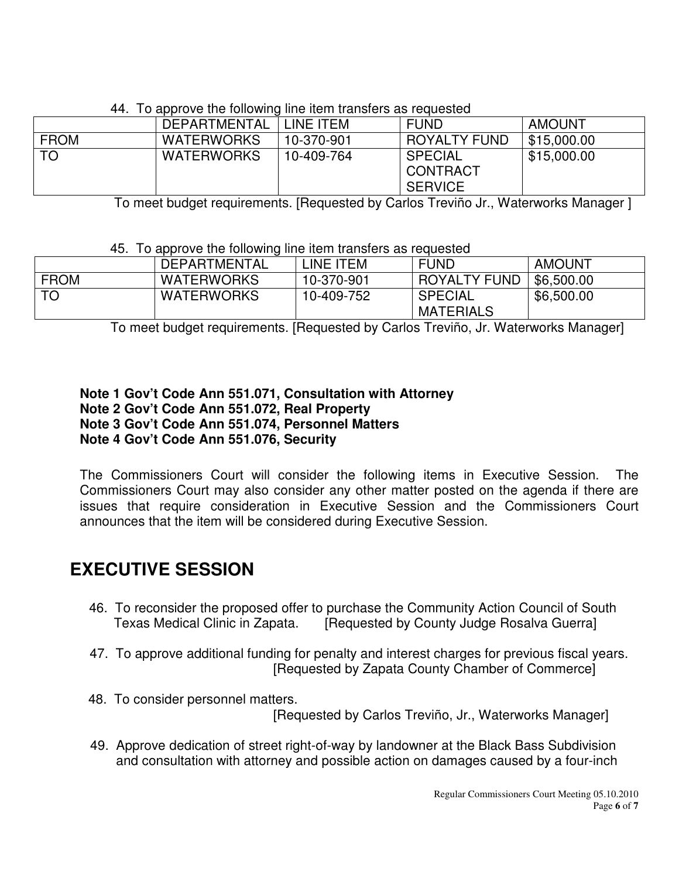44. To approve the following line item transfers as requested

| | DEPARTMENTAL | LINE ITEM | FUND | AMOUNT |
|---|---|---|---|---|
| FROM | WATERWORKS | 10-370-901 | ROYALTY FUND | $15,000.00 |
| TO | WATERWORKS | 10-409-764 | SPECIAL CONTRACT SERVICE | $15,000.00 |

To meet budget requirements. [Requested by Carlos Treviño Jr., Waterworks Manager ]

45. To approve the following line item transfers as requested

| | DEPARTMENTAL | LINE ITEM | FUND | AMOUNT |
|---|---|---|---|---|
| FROM | WATERWORKS | 10-370-901 | ROYALTY FUND | $6,500.00 |
| TO | WATERWORKS | 10-409-752 | SPECIAL MATERIALS | $6,500.00 |

To meet budget requirements. [Requested by Carlos Treviño, Jr. Waterworks Manager]

**Note 1 Gov't Code Ann 551.071, Consultation with Attorney**
**Note 2 Gov't Code Ann 551.072, Real Property**
**Note 3 Gov't Code Ann 551.074, Personnel Matters**
**Note 4 Gov't Code Ann 551.076, Security**

The Commissioners Court will consider the following items in Executive Session. The Commissioners Court may also consider any other matter posted on the agenda if there are issues that require consideration in Executive Session and the Commissioners Court announces that the item will be considered during Executive Session.

# EXECUTIVE SESSION

46. To reconsider the proposed offer to purchase the Community Action Council of South Texas Medical Clinic in Zapata. [Requested by County Judge Rosalva Guerra]

47. To approve additional funding for penalty and interest charges for previous fiscal years. [Requested by Zapata County Chamber of Commerce]

48. To consider personnel matters. [Requested by Carlos Treviño, Jr., Waterworks Manager]

49. Approve dedication of street right-of-way by landowner at the Black Bass Subdivision and consultation with attorney and possible action on damages caused by a four-inch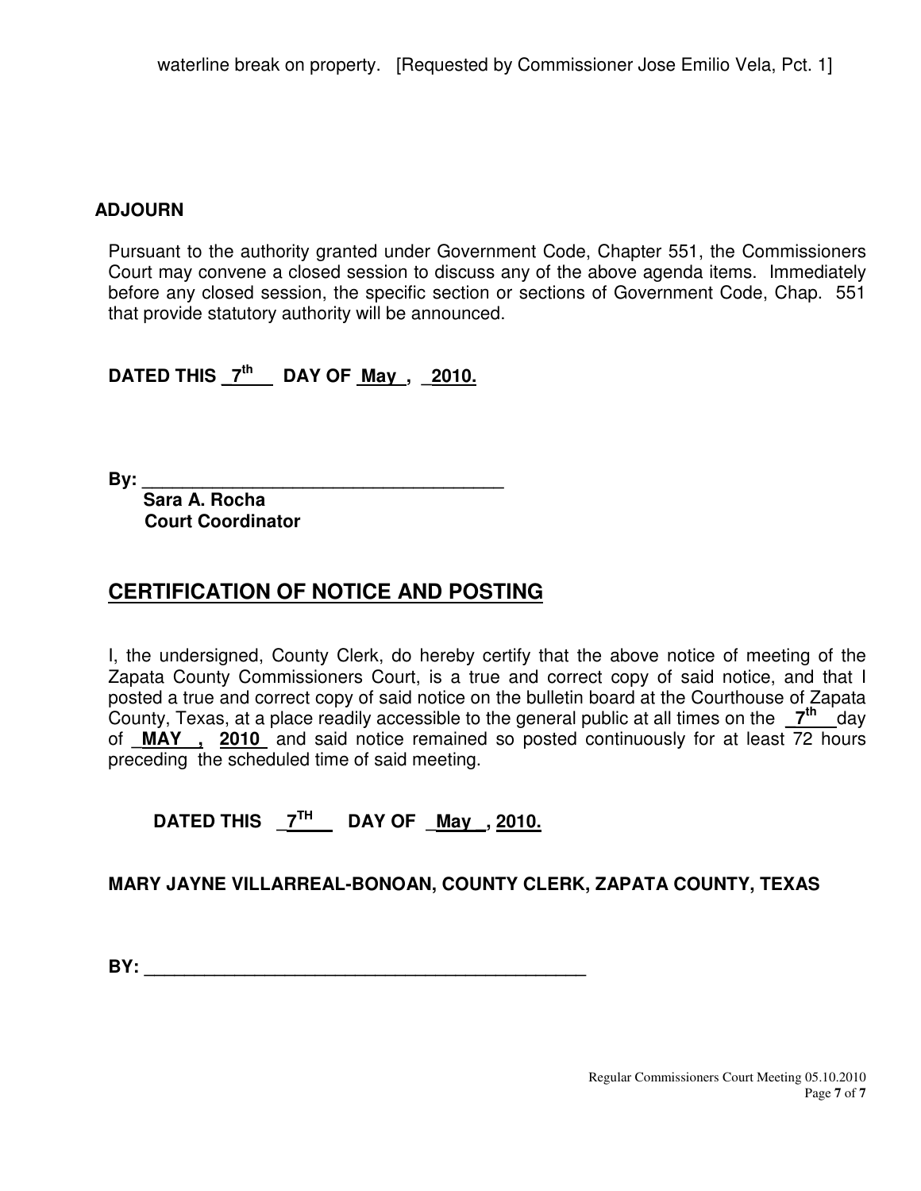waterline break on property. [Requested by Commissioner Jose Emilio Vela, Pct. 1]

**ADJOURN**

Pursuant to the authority granted under Government Code, Chapter 551, the Commissioners Court may convene a closed session to discuss any of the above agenda items. Immediately before any closed session, the specific section or sections of Government Code, Chap. 551 that provide statutory authority will be announced.

**DATED THIS 7th DAY OF May, 2010.**

**By: ____________________________________**
**Sara A. Rocha**
**Court Coordinator**

## CERTIFICATION OF NOTICE AND POSTING

I, the undersigned, County Clerk, do hereby certify that the above notice of meeting of the Zapata County Commissioners Court, is a true and correct copy of said notice, and that I posted a true and correct copy of said notice on the bulletin board at the Courthouse of Zapata County, Texas, at a place readily accessible to the general public at all times on the **7th** day of **MAY, 2010** and said notice remained so posted continuously for at least 72 hours preceding the scheduled time of said meeting.

**DATED THIS 7TH DAY OF May, 2010.**

**MARY JAYNE VILLARREAL-BONOAN, COUNTY CLERK, ZAPATA COUNTY, TEXAS**

**BY: ______________________________________________**

Regular Commissioners Court Meeting 05.10.2010